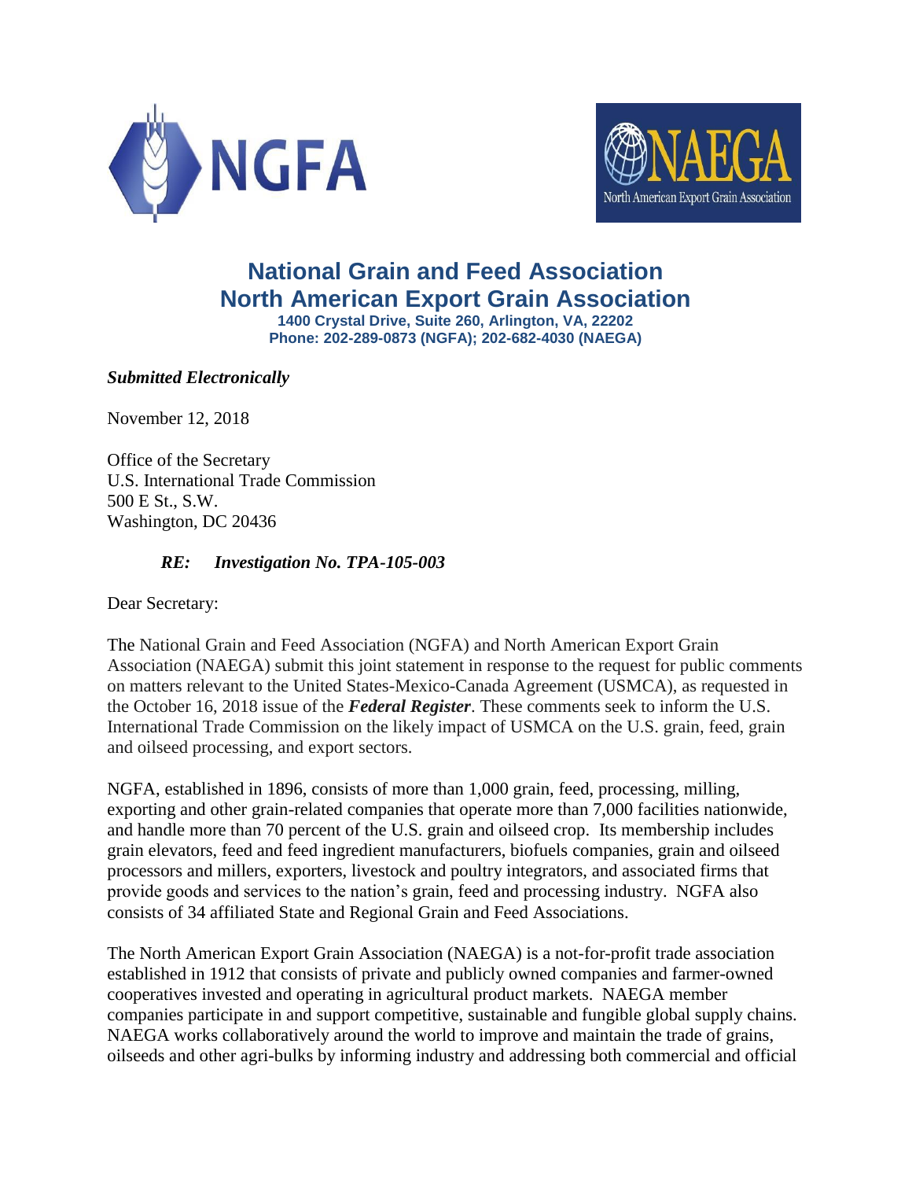NGFA

NAEGA
North American Export Grain Association

# National Grain and Feed Association
# North American Export Grain Association

**1400 Crystal Drive, Suite 260, Arlington, VA, 22202**
**Phone: 202-289-0873 (NGFA); 202-682-4030 (NAEGA)**

***Submitted Electronically***

November 12, 2018

Office of the Secretary
U.S. International Trade Commission
500 E St., S.W.
Washington, DC 20436

***RE: Investigation No. TPA-105-003***

Dear Secretary:

The National Grain and Feed Association (NGFA) and North American Export Grain Association (NAEGA) submit this joint statement in response to the request for public comments on matters relevant to the United States-Mexico-Canada Agreement (USMCA), as requested in the October 16, 2018 issue of the ***Federal Register***. These comments seek to inform the U.S. International Trade Commission on the likely impact of USMCA on the U.S. grain, feed, grain and oilseed processing, and export sectors.

NGFA, established in 1896, consists of more than 1,000 grain, feed, processing, milling, exporting and other grain-related companies that operate more than 7,000 facilities nationwide, and handle more than 70 percent of the U.S. grain and oilseed crop. Its membership includes grain elevators, feed and feed ingredient manufacturers, biofuels companies, grain and oilseed processors and millers, exporters, livestock and poultry integrators, and associated firms that provide goods and services to the nation's grain, feed and processing industry. NGFA also consists of 34 affiliated State and Regional Grain and Feed Associations.

The North American Export Grain Association (NAEGA) is a not-for-profit trade association established in 1912 that consists of private and publicly owned companies and farmer-owned cooperatives invested and operating in agricultural product markets. NAEGA member companies participate in and support competitive, sustainable and fungible global supply chains. NAEGA works collaboratively around the world to improve and maintain the trade of grains, oilseeds and other agri-bulks by informing industry and addressing both commercial and official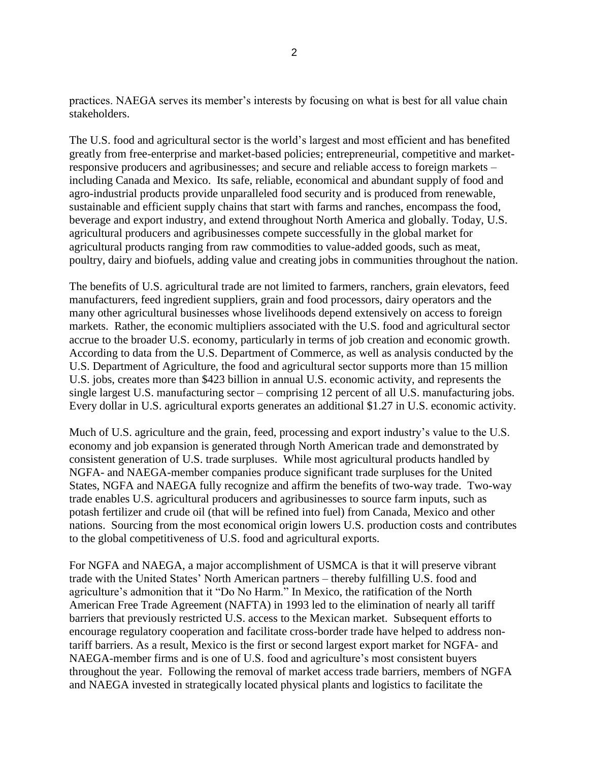practices. NAEGA serves its member's interests by focusing on what is best for all value chain stakeholders.

The U.S. food and agricultural sector is the world's largest and most efficient and has benefited greatly from free-enterprise and market-based policies; entrepreneurial, competitive and market-responsive producers and agribusinesses; and secure and reliable access to foreign markets – including Canada and Mexico. Its safe, reliable, economical and abundant supply of food and agro-industrial products provide unparalleled food security and is produced from renewable, sustainable and efficient supply chains that start with farms and ranches, encompass the food, beverage and export industry, and extend throughout North America and globally. Today, U.S. agricultural producers and agribusinesses compete successfully in the global market for agricultural products ranging from raw commodities to value-added goods, such as meat, poultry, dairy and biofuels, adding value and creating jobs in communities throughout the nation.

The benefits of U.S. agricultural trade are not limited to farmers, ranchers, grain elevators, feed manufacturers, feed ingredient suppliers, grain and food processors, dairy operators and the many other agricultural businesses whose livelihoods depend extensively on access to foreign markets. Rather, the economic multipliers associated with the U.S. food and agricultural sector accrue to the broader U.S. economy, particularly in terms of job creation and economic growth. According to data from the U.S. Department of Commerce, as well as analysis conducted by the U.S. Department of Agriculture, the food and agricultural sector supports more than 15 million U.S. jobs, creates more than $423 billion in annual U.S. economic activity, and represents the single largest U.S. manufacturing sector – comprising 12 percent of all U.S. manufacturing jobs. Every dollar in U.S. agricultural exports generates an additional $1.27 in U.S. economic activity.

Much of U.S. agriculture and the grain, feed, processing and export industry's value to the U.S. economy and job expansion is generated through North American trade and demonstrated by consistent generation of U.S. trade surpluses. While most agricultural products handled by NGFA- and NAEGA-member companies produce significant trade surpluses for the United States, NGFA and NAEGA fully recognize and affirm the benefits of two-way trade. Two-way trade enables U.S. agricultural producers and agribusinesses to source farm inputs, such as potash fertilizer and crude oil (that will be refined into fuel) from Canada, Mexico and other nations. Sourcing from the most economical origin lowers U.S. production costs and contributes to the global competitiveness of U.S. food and agricultural exports.

For NGFA and NAEGA, a major accomplishment of USMCA is that it will preserve vibrant trade with the United States' North American partners – thereby fulfilling U.S. food and agriculture's admonition that it "Do No Harm." In Mexico, the ratification of the North American Free Trade Agreement (NAFTA) in 1993 led to the elimination of nearly all tariff barriers that previously restricted U.S. access to the Mexican market. Subsequent efforts to encourage regulatory cooperation and facilitate cross-border trade have helped to address non-tariff barriers. As a result, Mexico is the first or second largest export market for NGFA- and NAEGA-member firms and is one of U.S. food and agriculture's most consistent buyers throughout the year. Following the removal of market access trade barriers, members of NGFA and NAEGA invested in strategically located physical plants and logistics to facilitate the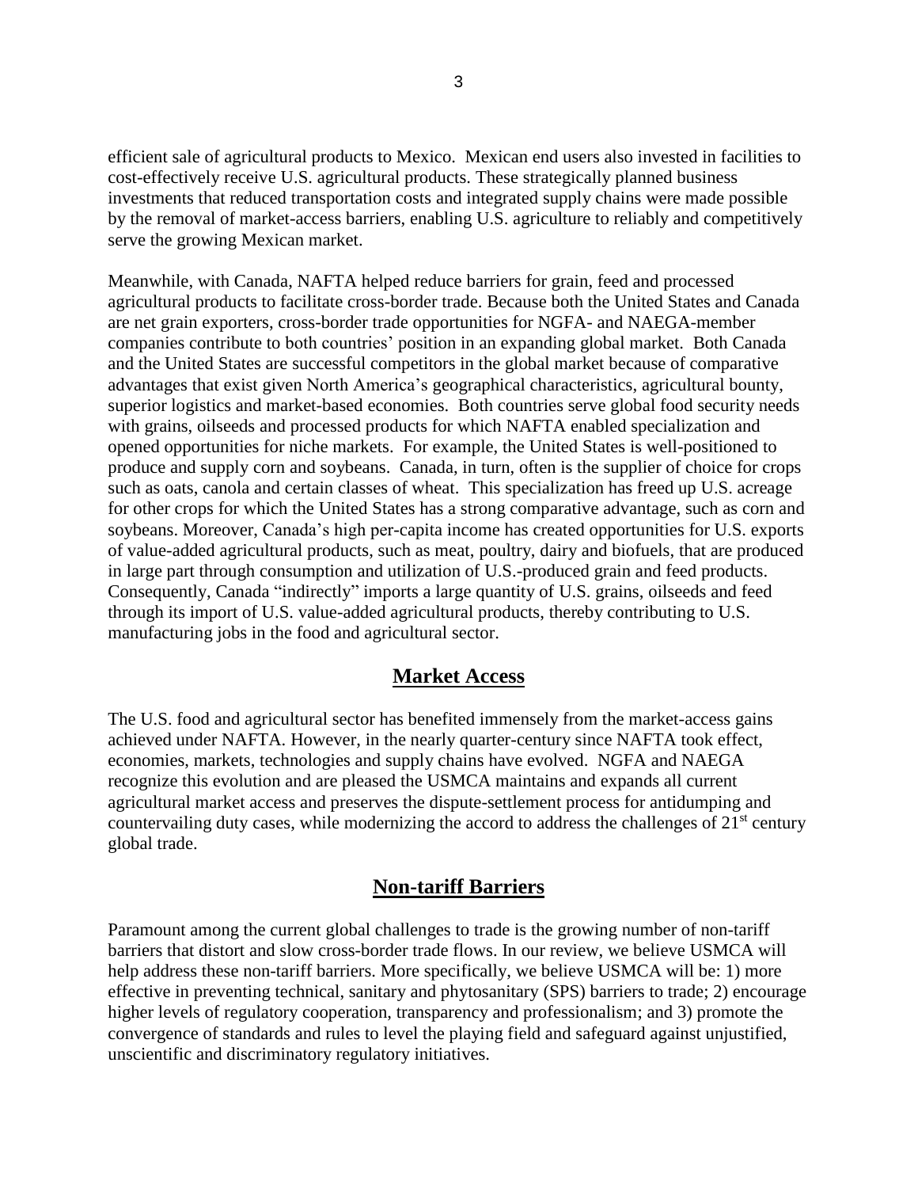efficient sale of agricultural products to Mexico. Mexican end users also invested in facilities to cost-effectively receive U.S. agricultural products. These strategically planned business investments that reduced transportation costs and integrated supply chains were made possible by the removal of market-access barriers, enabling U.S. agriculture to reliably and competitively serve the growing Mexican market.

Meanwhile, with Canada, NAFTA helped reduce barriers for grain, feed and processed agricultural products to facilitate cross-border trade. Because both the United States and Canada are net grain exporters, cross-border trade opportunities for NGFA- and NAEGA-member companies contribute to both countries' position in an expanding global market. Both Canada and the United States are successful competitors in the global market because of comparative advantages that exist given North America's geographical characteristics, agricultural bounty, superior logistics and market-based economies. Both countries serve global food security needs with grains, oilseeds and processed products for which NAFTA enabled specialization and opened opportunities for niche markets. For example, the United States is well-positioned to produce and supply corn and soybeans. Canada, in turn, often is the supplier of choice for crops such as oats, canola and certain classes of wheat. This specialization has freed up U.S. acreage for other crops for which the United States has a strong comparative advantage, such as corn and soybeans. Moreover, Canada's high per-capita income has created opportunities for U.S. exports of value-added agricultural products, such as meat, poultry, dairy and biofuels, that are produced in large part through consumption and utilization of U.S.-produced grain and feed products. Consequently, Canada "indirectly" imports a large quantity of U.S. grains, oilseeds and feed through its import of U.S. value-added agricultural products, thereby contributing to U.S. manufacturing jobs in the food and agricultural sector.

## Market Access

The U.S. food and agricultural sector has benefited immensely from the market-access gains achieved under NAFTA. However, in the nearly quarter-century since NAFTA took effect, economies, markets, technologies and supply chains have evolved. NGFA and NAEGA recognize this evolution and are pleased the USMCA maintains and expands all current agricultural market access and preserves the dispute-settlement process for antidumping and countervailing duty cases, while modernizing the accord to address the challenges of 21st century global trade.

## Non-tariff Barriers

Paramount among the current global challenges to trade is the growing number of non-tariff barriers that distort and slow cross-border trade flows. In our review, we believe USMCA will help address these non-tariff barriers. More specifically, we believe USMCA will be: 1) more effective in preventing technical, sanitary and phytosanitary (SPS) barriers to trade; 2) encourage higher levels of regulatory cooperation, transparency and professionalism; and 3) promote the convergence of standards and rules to level the playing field and safeguard against unjustified, unscientific and discriminatory regulatory initiatives.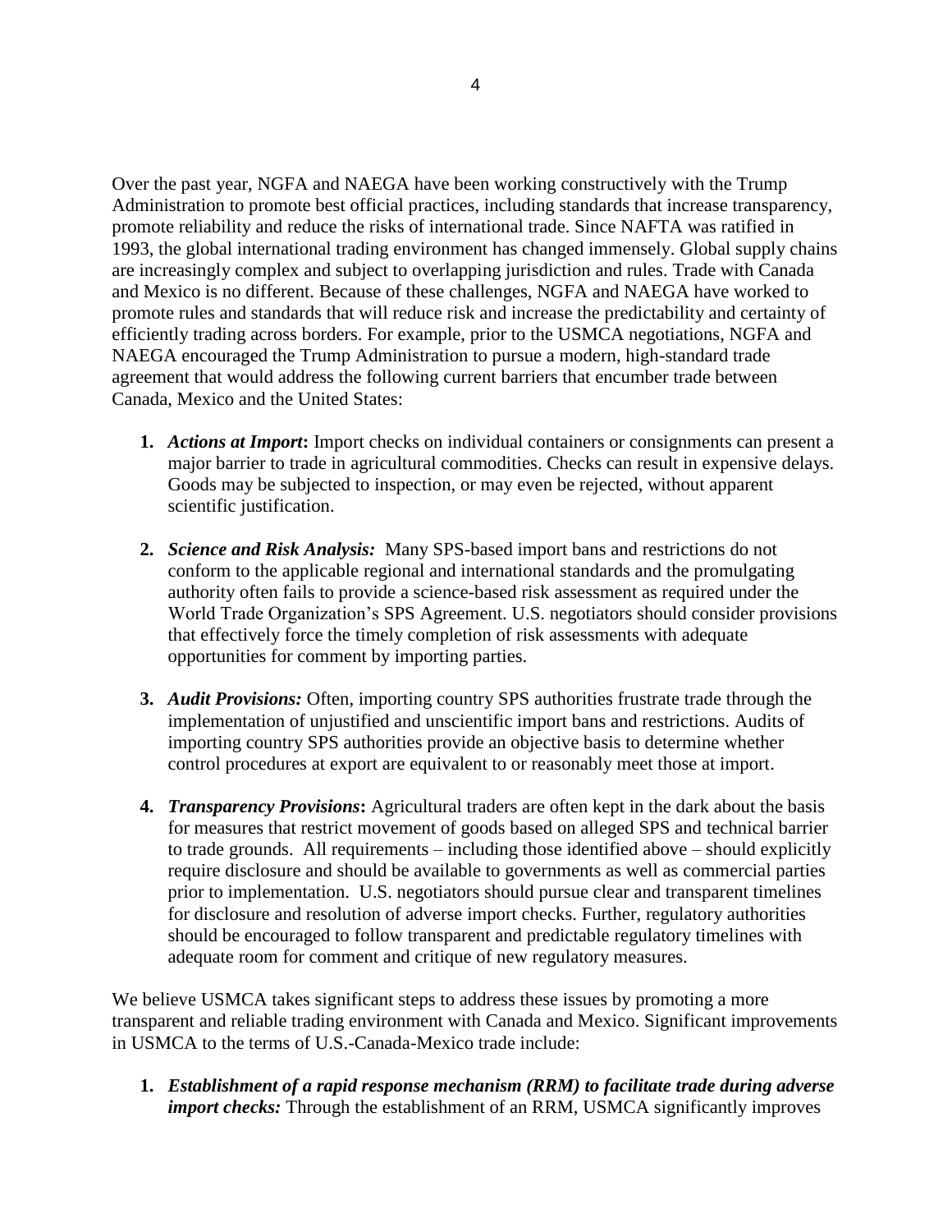Over the past year, NGFA and NAEGA have been working constructively with the Trump Administration to promote best official practices, including standards that increase transparency, promote reliability and reduce the risks of international trade. Since NAFTA was ratified in 1993, the global international trading environment has changed immensely. Global supply chains are increasingly complex and subject to overlapping jurisdiction and rules. Trade with Canada and Mexico is no different. Because of these challenges, NGFA and NAEGA have worked to promote rules and standards that will reduce risk and increase the predictability and certainty of efficiently trading across borders. For example, prior to the USMCA negotiations, NGFA and NAEGA encouraged the Trump Administration to pursue a modern, high-standard trade agreement that would address the following current barriers that encumber trade between Canada, Mexico and the United States:

1. ***Actions at Import*:** Import checks on individual containers or consignments can present a major barrier to trade in agricultural commodities. Checks can result in expensive delays. Goods may be subjected to inspection, or may even be rejected, without apparent scientific justification.

2. ***Science and Risk Analysis:*** Many SPS-based import bans and restrictions do not conform to the applicable regional and international standards and the promulgating authority often fails to provide a science-based risk assessment as required under the World Trade Organization's SPS Agreement. U.S. negotiators should consider provisions that effectively force the timely completion of risk assessments with adequate opportunities for comment by importing parties.

3. ***Audit Provisions:*** Often, importing country SPS authorities frustrate trade through the implementation of unjustified and unscientific import bans and restrictions. Audits of importing country SPS authorities provide an objective basis to determine whether control procedures at export are equivalent to or reasonably meet those at import.

4. ***Transparency Provisions*:** Agricultural traders are often kept in the dark about the basis for measures that restrict movement of goods based on alleged SPS and technical barrier to trade grounds. All requirements – including those identified above – should explicitly require disclosure and should be available to governments as well as commercial parties prior to implementation. U.S. negotiators should pursue clear and transparent timelines for disclosure and resolution of adverse import checks. Further, regulatory authorities should be encouraged to follow transparent and predictable regulatory timelines with adequate room for comment and critique of new regulatory measures.

We believe USMCA takes significant steps to address these issues by promoting a more transparent and reliable trading environment with Canada and Mexico. Significant improvements in USMCA to the terms of U.S.-Canada-Mexico trade include:

1. ***Establishment of a rapid response mechanism (RRM) to facilitate trade during adverse import checks:*** Through the establishment of an RRM, USMCA significantly improves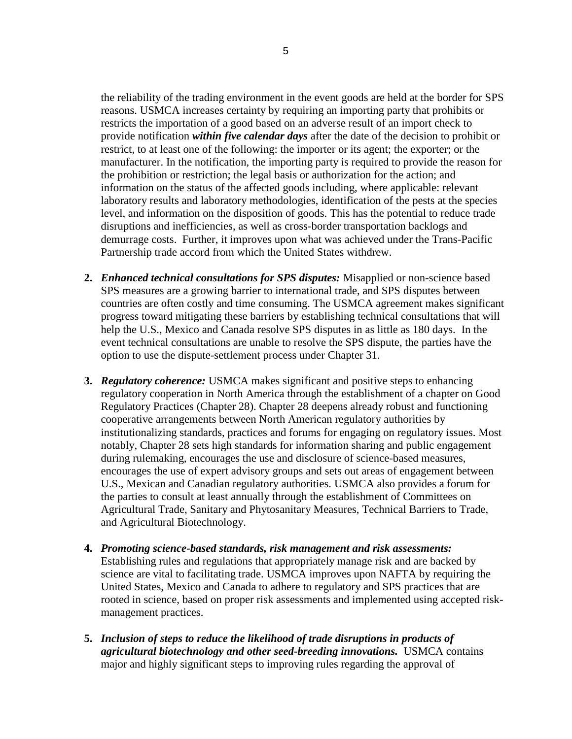the reliability of the trading environment in the event goods are held at the border for SPS reasons. USMCA increases certainty by requiring an importing party that prohibits or restricts the importation of a good based on an adverse result of an import check to provide notification ***within five calendar days*** after the date of the decision to prohibit or restrict, to at least one of the following: the importer or its agent; the exporter; or the manufacturer. In the notification, the importing party is required to provide the reason for the prohibition or restriction; the legal basis or authorization for the action; and information on the status of the affected goods including, where applicable: relevant laboratory results and laboratory methodologies, identification of the pests at the species level, and information on the disposition of goods. This has the potential to reduce trade disruptions and inefficiencies, as well as cross-border transportation backlogs and demurrage costs. Further, it improves upon what was achieved under the Trans-Pacific Partnership trade accord from which the United States withdrew.

2. ***Enhanced technical consultations for SPS disputes:*** Misapplied or non-science based SPS measures are a growing barrier to international trade, and SPS disputes between countries are often costly and time consuming. The USMCA agreement makes significant progress toward mitigating these barriers by establishing technical consultations that will help the U.S., Mexico and Canada resolve SPS disputes in as little as 180 days. In the event technical consultations are unable to resolve the SPS dispute, the parties have the option to use the dispute-settlement process under Chapter 31.

3. ***Regulatory coherence:*** USMCA makes significant and positive steps to enhancing regulatory cooperation in North America through the establishment of a chapter on Good Regulatory Practices (Chapter 28). Chapter 28 deepens already robust and functioning cooperative arrangements between North American regulatory authorities by institutionalizing standards, practices and forums for engaging on regulatory issues. Most notably, Chapter 28 sets high standards for information sharing and public engagement during rulemaking, encourages the use and disclosure of science-based measures, encourages the use of expert advisory groups and sets out areas of engagement between U.S., Mexican and Canadian regulatory authorities. USMCA also provides a forum for the parties to consult at least annually through the establishment of Committees on Agricultural Trade, Sanitary and Phytosanitary Measures, Technical Barriers to Trade, and Agricultural Biotechnology.

4. ***Promoting science-based standards, risk management and risk assessments:*** Establishing rules and regulations that appropriately manage risk and are backed by science are vital to facilitating trade. USMCA improves upon NAFTA by requiring the United States, Mexico and Canada to adhere to regulatory and SPS practices that are rooted in science, based on proper risk assessments and implemented using accepted risk-management practices.

5. ***Inclusion of steps to reduce the likelihood of trade disruptions in products of agricultural biotechnology and other seed-breeding innovations.*** USMCA contains major and highly significant steps to improving rules regarding the approval of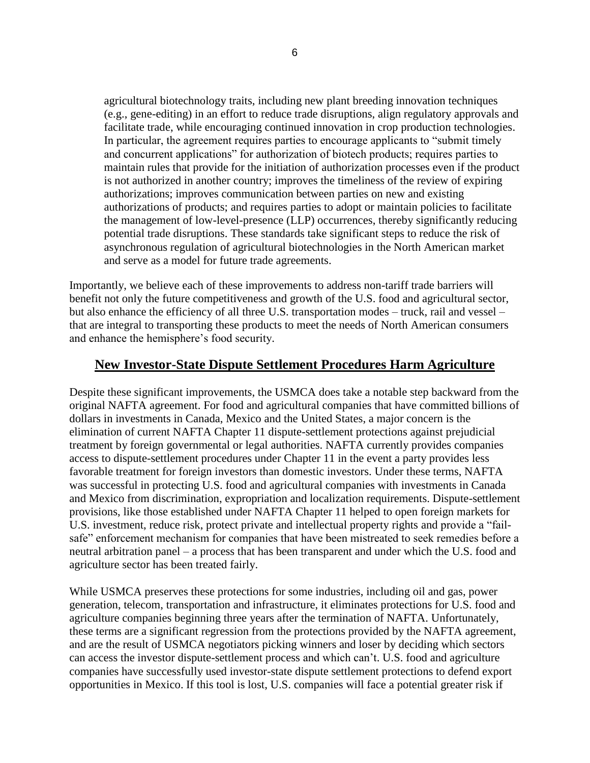agricultural biotechnology traits, including new plant breeding innovation techniques (e.g., gene-editing) in an effort to reduce trade disruptions, align regulatory approvals and facilitate trade, while encouraging continued innovation in crop production technologies. In particular, the agreement requires parties to encourage applicants to "submit timely and concurrent applications" for authorization of biotech products; requires parties to maintain rules that provide for the initiation of authorization processes even if the product is not authorized in another country; improves the timeliness of the review of expiring authorizations; improves communication between parties on new and existing authorizations of products; and requires parties to adopt or maintain policies to facilitate the management of low-level-presence (LLP) occurrences, thereby significantly reducing potential trade disruptions. These standards take significant steps to reduce the risk of asynchronous regulation of agricultural biotechnologies in the North American market and serve as a model for future trade agreements.

Importantly, we believe each of these improvements to address non-tariff trade barriers will benefit not only the future competitiveness and growth of the U.S. food and agricultural sector, but also enhance the efficiency of all three U.S. transportation modes – truck, rail and vessel – that are integral to transporting these products to meet the needs of North American consumers and enhance the hemisphere's food security.

## New Investor-State Dispute Settlement Procedures Harm Agriculture

Despite these significant improvements, the USMCA does take a notable step backward from the original NAFTA agreement. For food and agricultural companies that have committed billions of dollars in investments in Canada, Mexico and the United States, a major concern is the elimination of current NAFTA Chapter 11 dispute-settlement protections against prejudicial treatment by foreign governmental or legal authorities. NAFTA currently provides companies access to dispute-settlement procedures under Chapter 11 in the event a party provides less favorable treatment for foreign investors than domestic investors. Under these terms, NAFTA was successful in protecting U.S. food and agricultural companies with investments in Canada and Mexico from discrimination, expropriation and localization requirements. Dispute-settlement provisions, like those established under NAFTA Chapter 11 helped to open foreign markets for U.S. investment, reduce risk, protect private and intellectual property rights and provide a "fail-safe" enforcement mechanism for companies that have been mistreated to seek remedies before a neutral arbitration panel – a process that has been transparent and under which the U.S. food and agriculture sector has been treated fairly.

While USMCA preserves these protections for some industries, including oil and gas, power generation, telecom, transportation and infrastructure, it eliminates protections for U.S. food and agriculture companies beginning three years after the termination of NAFTA. Unfortunately, these terms are a significant regression from the protections provided by the NAFTA agreement, and are the result of USMCA negotiators picking winners and loser by deciding which sectors can access the investor dispute-settlement process and which can't. U.S. food and agriculture companies have successfully used investor-state dispute settlement protections to defend export opportunities in Mexico. If this tool is lost, U.S. companies will face a potential greater risk if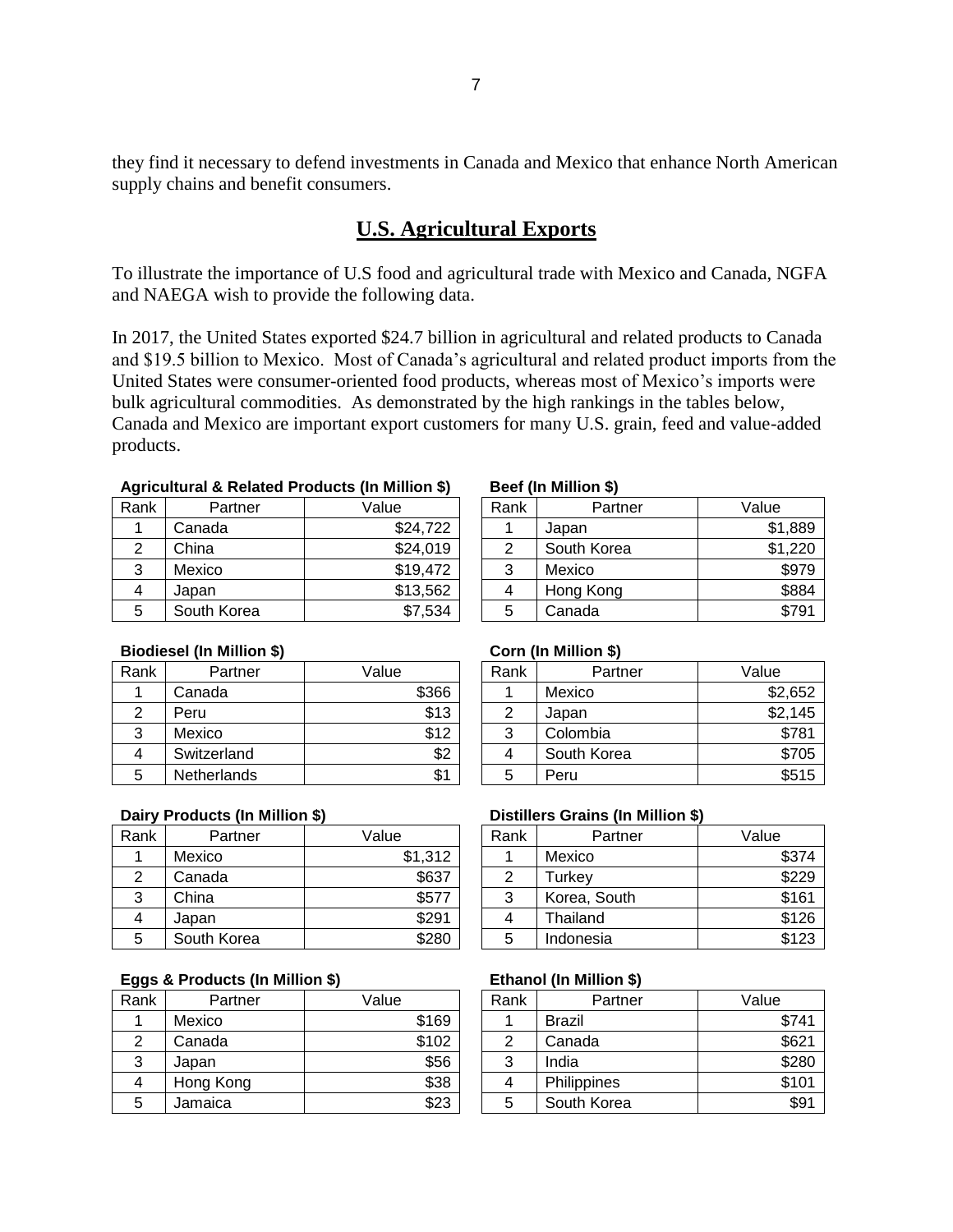they find it necessary to defend investments in Canada and Mexico that enhance North American supply chains and benefit consumers.

## U.S. Agricultural Exports

To illustrate the importance of U.S food and agricultural trade with Mexico and Canada, NGFA and NAEGA wish to provide the following data.

In 2017, the United States exported $24.7 billion in agricultural and related products to Canada and $19.5 billion to Mexico. Most of Canada's agricultural and related product imports from the United States were consumer-oriented food products, whereas most of Mexico's imports were bulk agricultural commodities. As demonstrated by the high rankings in the tables below, Canada and Mexico are important export customers for many U.S. grain, feed and value-added products.

**Agricultural & Related Products (In Million $)**

| Rank | Partner | Value |
|---|---|---|
| 1 | Canada | $24,722 |
| 2 | China | $24,019 |
| 3 | Mexico | $19,472 |
| 4 | Japan | $13,562 |
| 5 | South Korea | $7,534 |

**Beef (In Million $)**

| Rank | Partner | Value |
|---|---|---|
| 1 | Japan | $1,889 |
| 2 | South Korea | $1,220 |
| 3 | Mexico | $979 |
| 4 | Hong Kong | $884 |
| 5 | Canada | $791 |

**Biodiesel (In Million $)**

| Rank | Partner | Value |
|---|---|---|
| 1 | Canada | $366 |
| 2 | Peru | $13 |
| 3 | Mexico | $12 |
| 4 | Switzerland | $2 |
| 5 | Netherlands | $1 |

**Corn (In Million $)**

| Rank | Partner | Value |
|---|---|---|
| 1 | Mexico | $2,652 |
| 2 | Japan | $2,145 |
| 3 | Colombia | $781 |
| 4 | South Korea | $705 |
| 5 | Peru | $515 |

**Dairy Products (In Million $)**

| Rank | Partner | Value |
|---|---|---|
| 1 | Mexico | $1,312 |
| 2 | Canada | $637 |
| 3 | China | $577 |
| 4 | Japan | $291 |
| 5 | South Korea | $280 |

**Distillers Grains (In Million $)**

| Rank | Partner | Value |
|---|---|---|
| 1 | Mexico | $374 |
| 2 | Turkey | $229 |
| 3 | Korea, South | $161 |
| 4 | Thailand | $126 |
| 5 | Indonesia | $123 |

**Eggs & Products (In Million $)**

| Rank | Partner | Value |
|---|---|---|
| 1 | Mexico | $169 |
| 2 | Canada | $102 |
| 3 | Japan | $56 |
| 4 | Hong Kong | $38 |
| 5 | Jamaica | $23 |

**Ethanol (In Million $)**

| Rank | Partner | Value |
|---|---|---|
| 1 | Brazil | $741 |
| 2 | Canada | $621 |
| 3 | India | $280 |
| 4 | Philippines | $101 |
| 5 | South Korea | $91 |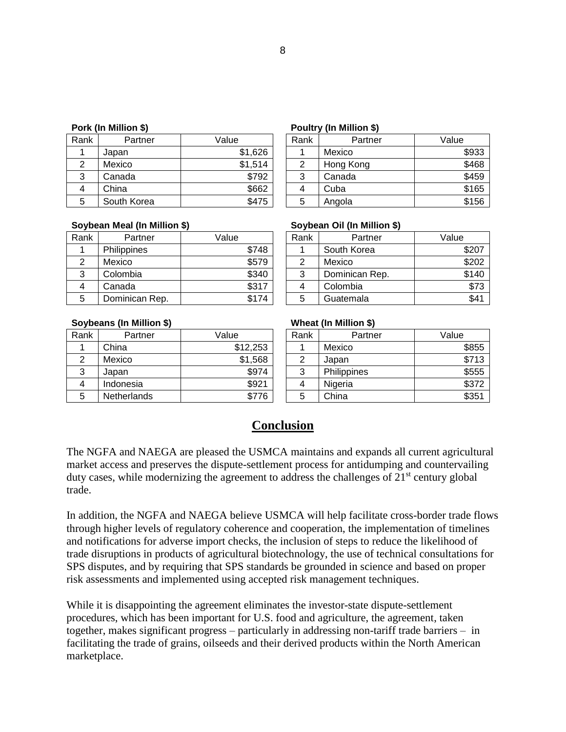**Pork (In Million $)**

| Rank | Partner | Value |
|---|---|---|
| 1 | Japan | $1,626 |
| 2 | Mexico | $1,514 |
| 3 | Canada | $792 |
| 4 | China | $662 |
| 5 | South Korea | $475 |

**Poultry (In Million $)**

| Rank | Partner | Value |
|---|---|---|
| 1 | Mexico | $933 |
| 2 | Hong Kong | $468 |
| 3 | Canada | $459 |
| 4 | Cuba | $165 |
| 5 | Angola | $156 |

**Soybean Meal (In Million $)**

| Rank | Partner | Value |
|---|---|---|
| 1 | Philippines | $748 |
| 2 | Mexico | $579 |
| 3 | Colombia | $340 |
| 4 | Canada | $317 |
| 5 | Dominican Rep. | $174 |

**Soybean Oil (In Million $)**

| Rank | Partner | Value |
|---|---|---|
| 1 | South Korea | $207 |
| 2 | Mexico | $202 |
| 3 | Dominican Rep. | $140 |
| 4 | Colombia | $73 |
| 5 | Guatemala | $41 |

**Soybeans (In Million $)**

| Rank | Partner | Value |
|---|---|---|
| 1 | China | $12,253 |
| 2 | Mexico | $1,568 |
| 3 | Japan | $974 |
| 4 | Indonesia | $921 |
| 5 | Netherlands | $776 |

**Wheat (In Million $)**

| Rank | Partner | Value |
|---|---|---|
| 1 | Mexico | $855 |
| 2 | Japan | $713 |
| 3 | Philippines | $555 |
| 4 | Nigeria | $372 |
| 5 | China | $351 |

## Conclusion

The NGFA and NAEGA are pleased the USMCA maintains and expands all current agricultural market access and preserves the dispute-settlement process for antidumping and countervailing duty cases, while modernizing the agreement to address the challenges of 21st century global trade.

In addition, the NGFA and NAEGA believe USMCA will help facilitate cross-border trade flows through higher levels of regulatory coherence and cooperation, the implementation of timelines and notifications for adverse import checks, the inclusion of steps to reduce the likelihood of trade disruptions in products of agricultural biotechnology, the use of technical consultations for SPS disputes, and by requiring that SPS standards be grounded in science and based on proper risk assessments and implemented using accepted risk management techniques.

While it is disappointing the agreement eliminates the investor-state dispute-settlement procedures, which has been important for U.S. food and agriculture, the agreement, taken together, makes significant progress – particularly in addressing non-tariff trade barriers – in facilitating the trade of grains, oilseeds and their derived products within the North American marketplace.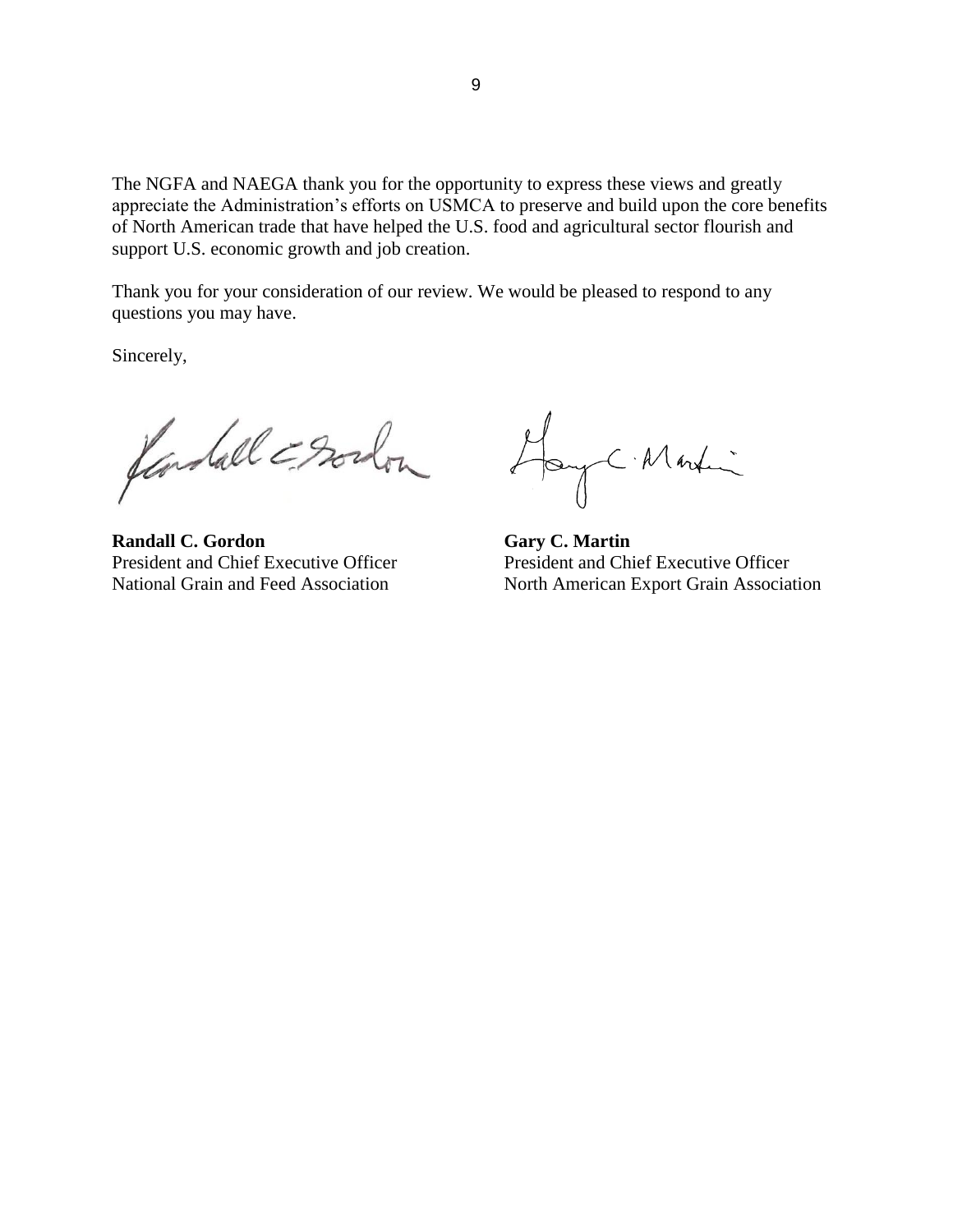The NGFA and NAEGA thank you for the opportunity to express these views and greatly appreciate the Administration's efforts on USMCA to preserve and build upon the core benefits of North American trade that have helped the U.S. food and agricultural sector flourish and support U.S. economic growth and job creation.

Thank you for your consideration of our review. We would be pleased to respond to any questions you may have.

Sincerely,

**Randall C. Gordon**
President and Chief Executive Officer
National Grain and Feed Association

**Gary C. Martin**
President and Chief Executive Officer
North American Export Grain Association